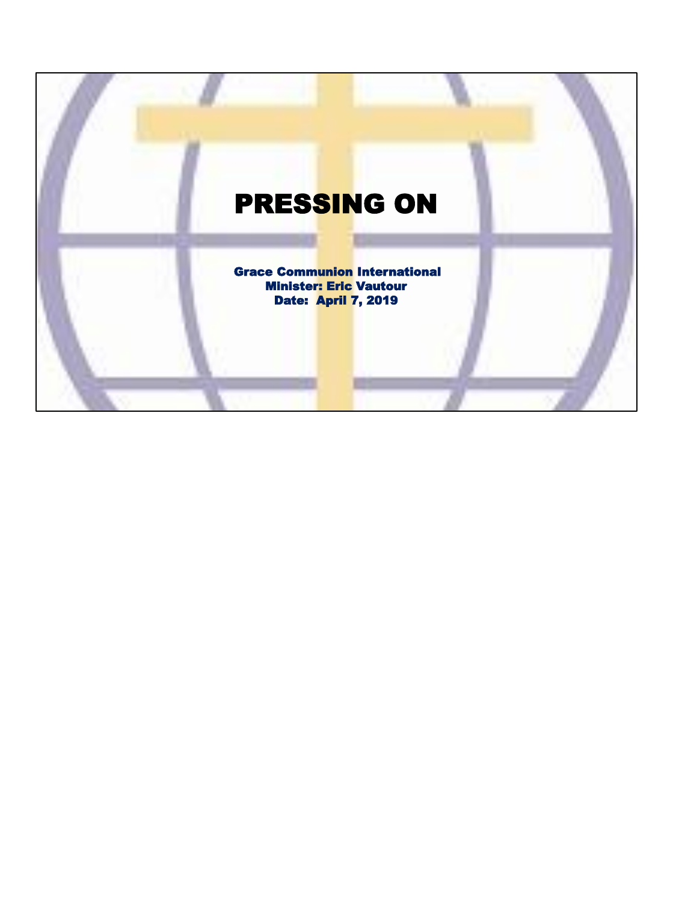# PRESSING ON

**Grace Communion International**
**Minister: Eric Vautour**
**Date: April 7, 2019**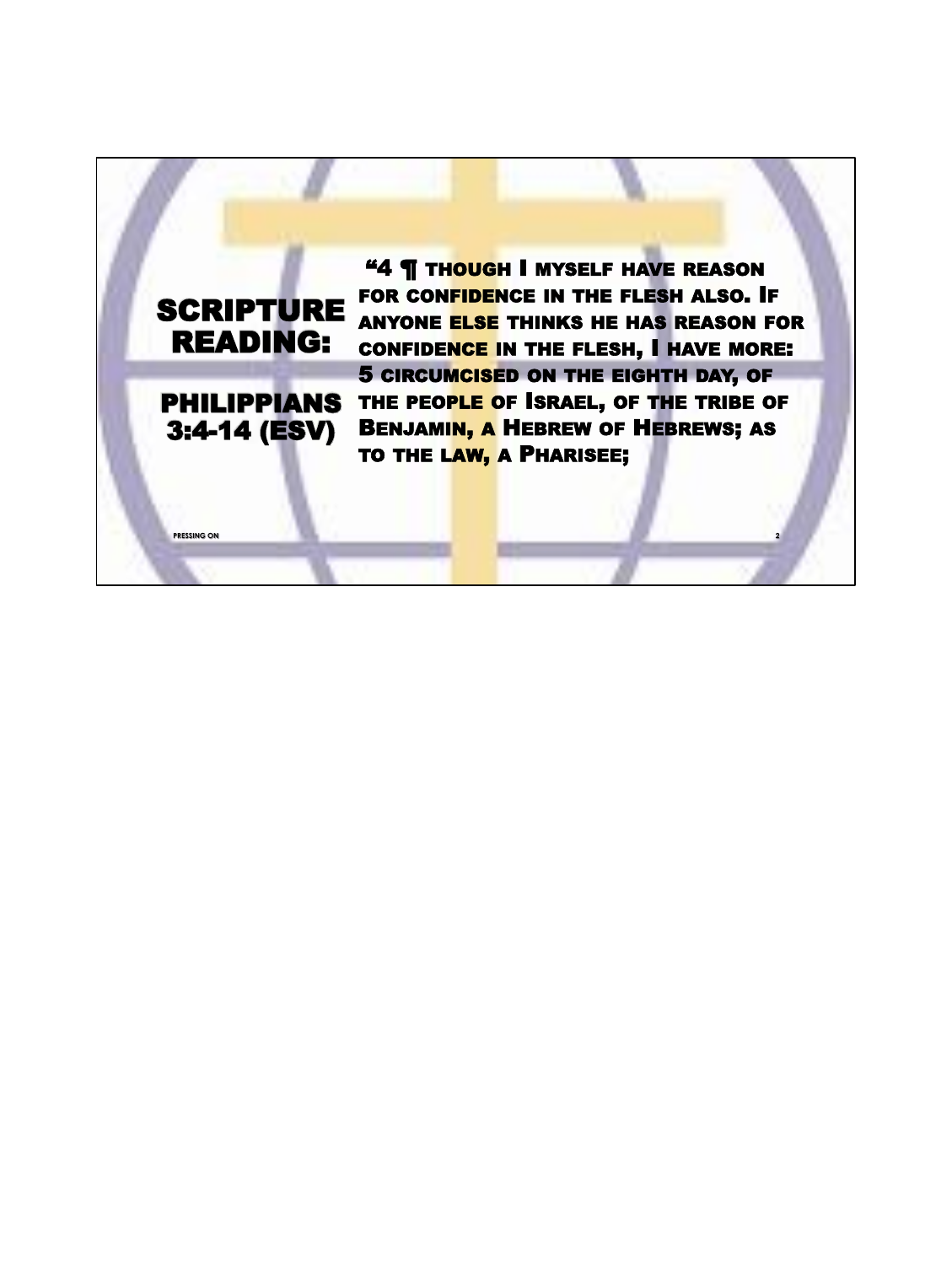# SCRIPTURE READING:

## PHILIPPIANS 3:4-14 (ESV)

"4 ¶ Though I myself have reason for confidence in the flesh also. If anyone else thinks he has reason for confidence in the flesh, I have more: 5 circumcised on the eighth day, of the people of Israel, of the tribe of Benjamin, a Hebrew of Hebrews; as to the law, a Pharisee;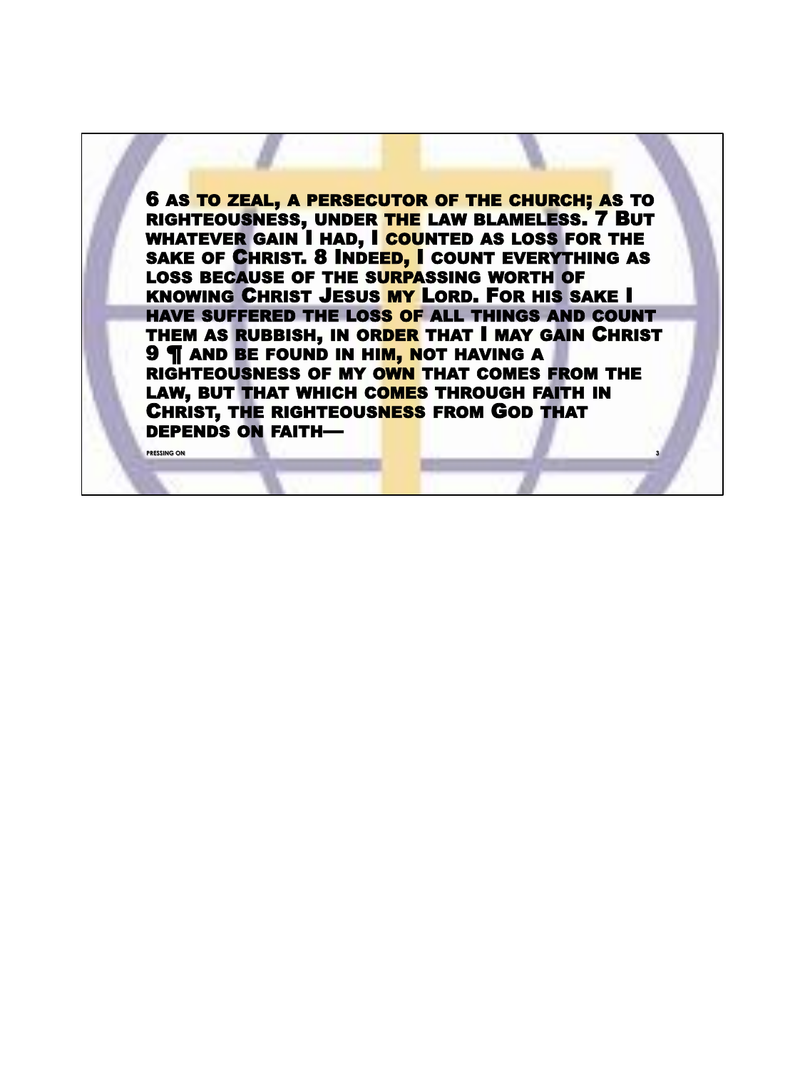6 AS TO ZEAL, A PERSECUTOR OF THE CHURCH; AS TO RIGHTEOUSNESS, UNDER THE LAW BLAMELESS. 7 BUT WHATEVER GAIN I HAD, I COUNTED AS LOSS FOR THE SAKE OF CHRIST. 8 INDEED, I COUNT EVERYTHING AS LOSS BECAUSE OF THE SURPASSING WORTH OF KNOWING CHRIST JESUS MY LORD. FOR HIS SAKE I HAVE SUFFERED THE LOSS OF ALL THINGS AND COUNT THEM AS RUBBISH, IN ORDER THAT I MAY GAIN CHRIST 9 ¶ AND BE FOUND IN HIM, NOT HAVING A RIGHTEOUSNESS OF MY OWN THAT COMES FROM THE LAW, BUT THAT WHICH COMES THROUGH FAITH IN CHRIST, THE RIGHTEOUSNESS FROM GOD THAT DEPENDS ON FAITH—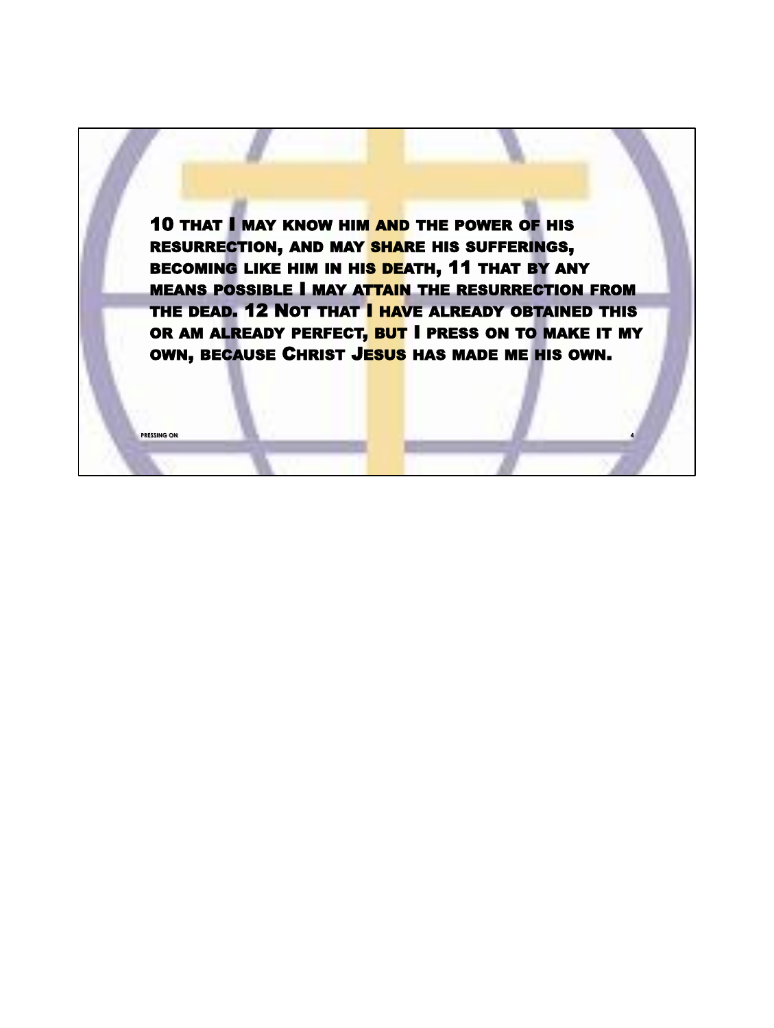10 THAT I MAY KNOW HIM AND THE POWER OF HIS RESURRECTION, AND MAY SHARE HIS SUFFERINGS, BECOMING LIKE HIM IN HIS DEATH, 11 THAT BY ANY MEANS POSSIBLE I MAY ATTAIN THE RESURRECTION FROM THE DEAD. 12 NOT THAT I HAVE ALREADY OBTAINED THIS OR AM ALREADY PERFECT, BUT I PRESS ON TO MAKE IT MY OWN, BECAUSE CHRIST JESUS HAS MADE ME HIS OWN.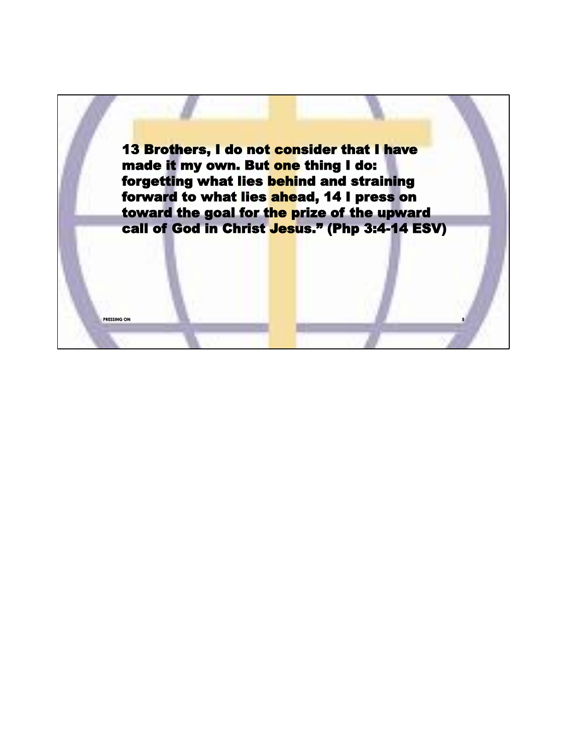13 Brothers, I do not consider that I have made it my own. But one thing I do: forgetting what lies behind and straining forward to what lies ahead, 14 I press on toward the goal for the prize of the upward call of God in Christ Jesus.” (Php 3:4-14 ESV)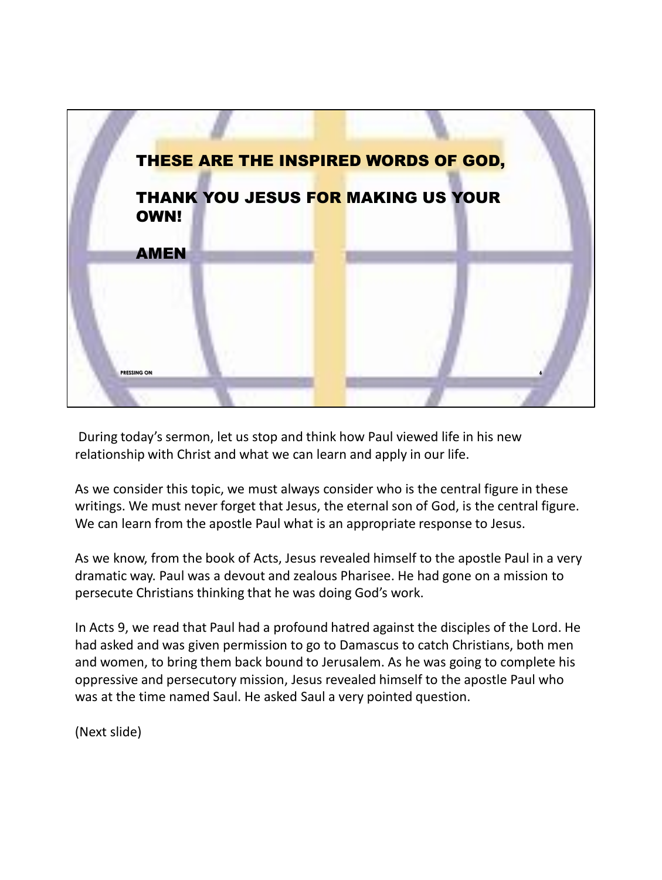THESE ARE THE INSPIRED WORDS OF GOD,

THANK YOU JESUS FOR MAKING US YOUR OWN!

AMEN

During today's sermon, let us stop and think how Paul viewed life in his new relationship with Christ and what we can learn and apply in our life.

As we consider this topic, we must always consider who is the central figure in these writings. We must never forget that Jesus, the eternal son of God, is the central figure. We can learn from the apostle Paul what is an appropriate response to Jesus.

As we know, from the book of Acts, Jesus revealed himself to the apostle Paul in a very dramatic way. Paul was a devout and zealous Pharisee. He had gone on a mission to persecute Christians thinking that he was doing God's work.

In Acts 9, we read that Paul had a profound hatred against the disciples of the Lord. He had asked and was given permission to go to Damascus to catch Christians, both men and women, to bring them back bound to Jerusalem. As he was going to complete his oppressive and persecutory mission, Jesus revealed himself to the apostle Paul who was at the time named Saul. He asked Saul a very pointed question.

(Next slide)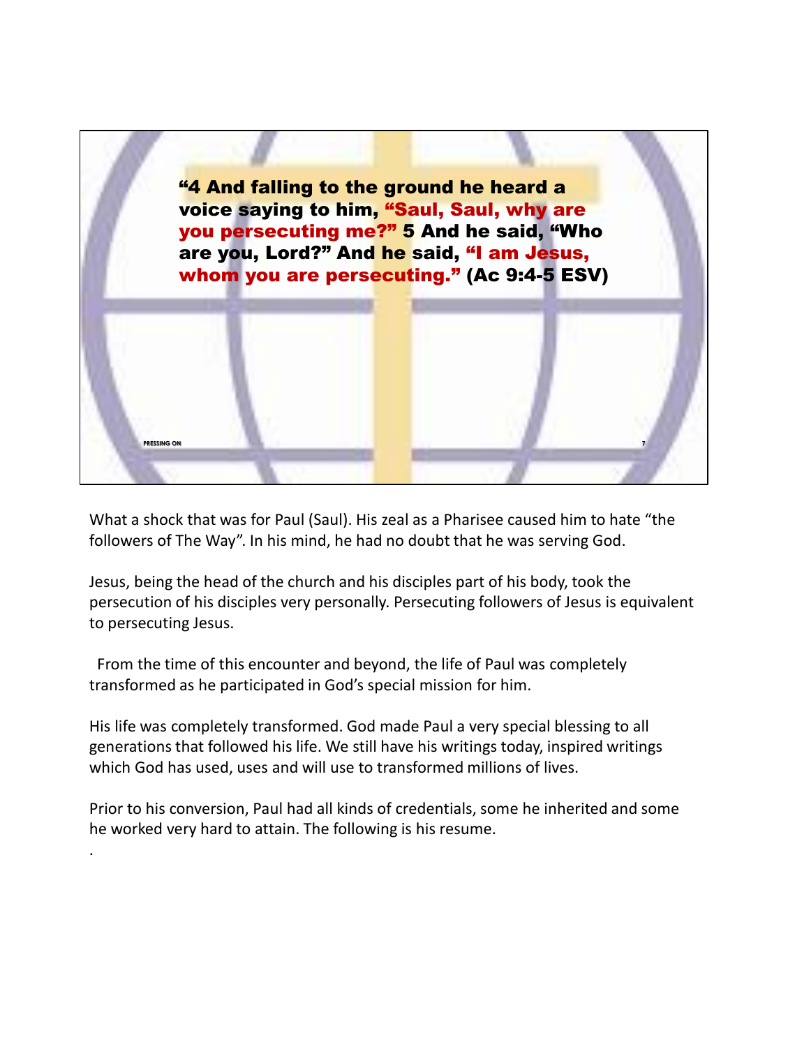**"4 And falling to the ground he heard a voice saying to him, "Saul, Saul, why are you persecuting me?" 5 And he said, "Who are you, Lord?" And he said, "I am Jesus, whom you are persecuting." (Ac 9:4-5 ESV)**

What a shock that was for Paul (Saul). His zeal as a Pharisee caused him to hate "the followers of The Way". In his mind, he had no doubt that he was serving God.

Jesus, being the head of the church and his disciples part of his body, took the persecution of his disciples very personally. Persecuting followers of Jesus is equivalent to persecuting Jesus.

From the time of this encounter and beyond, the life of Paul was completely transformed as he participated in God's special mission for him.

His life was completely transformed. God made Paul a very special blessing to all generations that followed his life. We still have his writings today, inspired writings which God has used, uses and will use to transformed millions of lives.

Prior to his conversion, Paul had all kinds of credentials, some he inherited and some he worked very hard to attain. The following is his resume.

.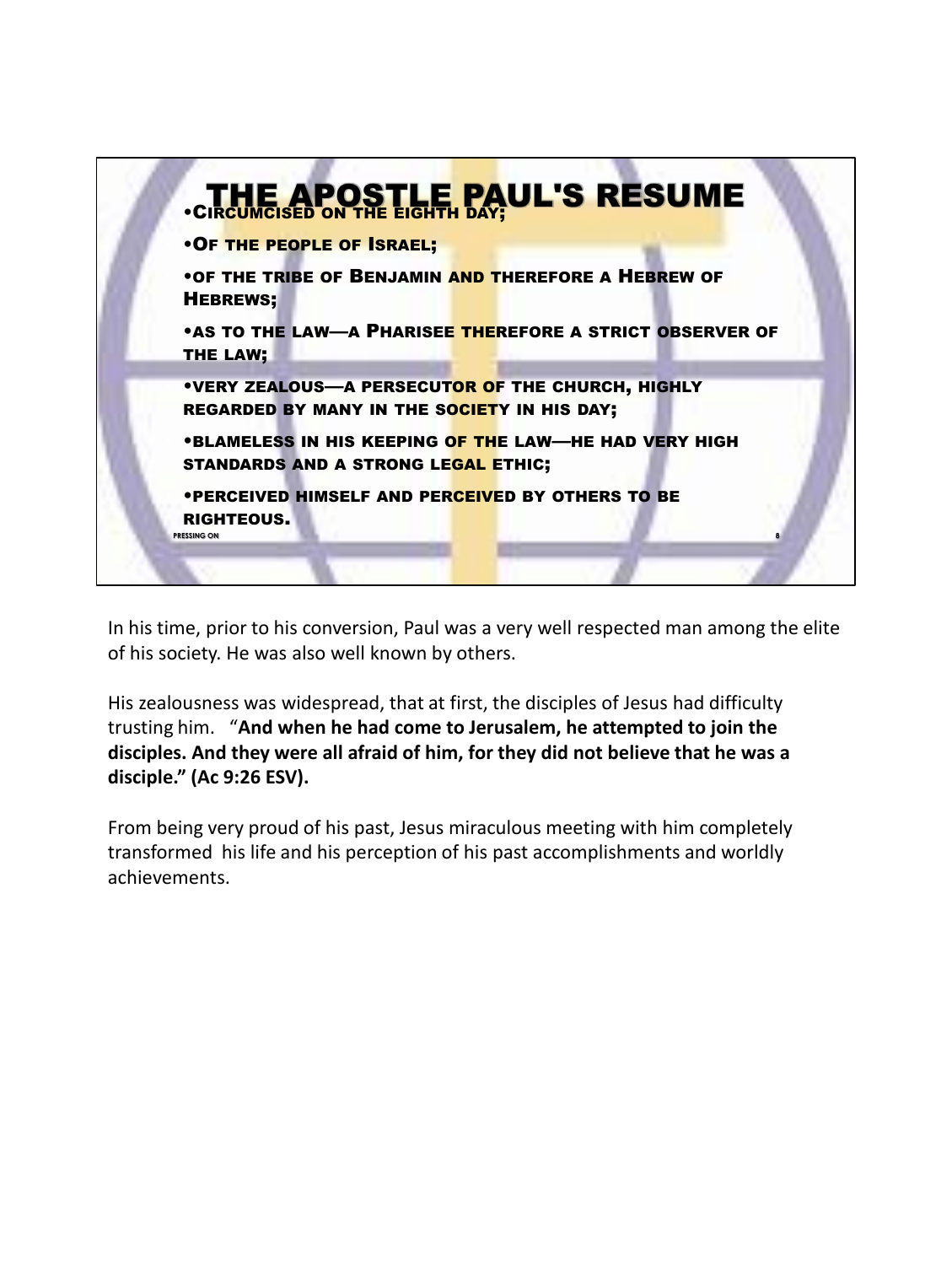# THE APOSTLE PAUL'S RESUME

- Circumcised on the eighth day;
- Of the people of Israel;
- Of the tribe of Benjamin and therefore a Hebrew of Hebrews;
- As to the law—a Pharisee therefore a strict observer of the law;
- Very zealous—a persecutor of the church, highly regarded by many in the society in his day;
- Blameless in his keeping of the law—he had very high standards and a strong legal ethic;
- Perceived himself and perceived by others to be righteous.

In his time, prior to his conversion, Paul was a very well respected man among the elite of his society. He was also well known by others.

His zealousness was widespread, that at first, the disciples of Jesus had difficulty trusting him. "**And when he had come to Jerusalem, he attempted to join the disciples. And they were all afraid of him, for they did not believe that he was a disciple." (Ac 9:26 ESV).**

From being very proud of his past, Jesus miraculous meeting with him completely transformed his life and his perception of his past accomplishments and worldly achievements.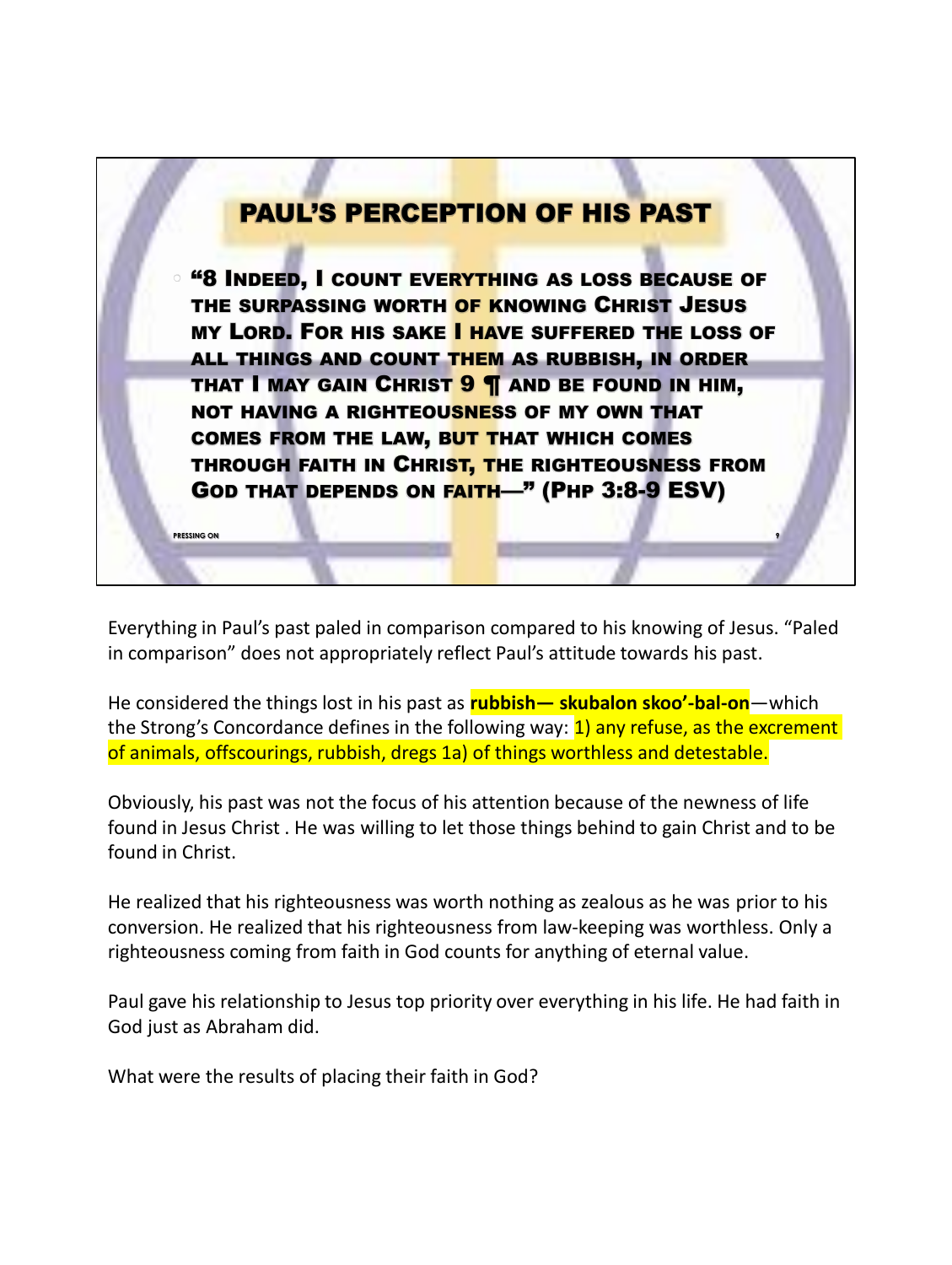## PAUL'S PERCEPTION OF HIS PAST

- **"8 Indeed, I count everything as loss because of the surpassing worth of knowing Christ Jesus my Lord. For his sake I have suffered the loss of all things and count them as rubbish, in order that I may gain Christ 9 ¶ and be found in him, not having a righteousness of my own that comes from the law, but that which comes through faith in Christ, the righteousness from God that depends on faith—" (Php 3:8-9 ESV)**

PRESSING ON

Everything in Paul's past paled in comparison compared to his knowing of Jesus. "Paled in comparison" does not appropriately reflect Paul's attitude towards his past.

He considered the things lost in his past as **rubbish— skubalon skoo'-bal-on**—which the Strong's Concordance defines in the following way: 1) any refuse, as the excrement of animals, offscourings, rubbish, dregs 1a) of things worthless and detestable.

Obviously, his past was not the focus of his attention because of the newness of life found in Jesus Christ . He was willing to let those things behind to gain Christ and to be found in Christ.

He realized that his righteousness was worth nothing as zealous as he was prior to his conversion. He realized that his righteousness from law-keeping was worthless. Only a righteousness coming from faith in God counts for anything of eternal value.

Paul gave his relationship to Jesus top priority over everything in his life. He had faith in God just as Abraham did.

What were the results of placing their faith in God?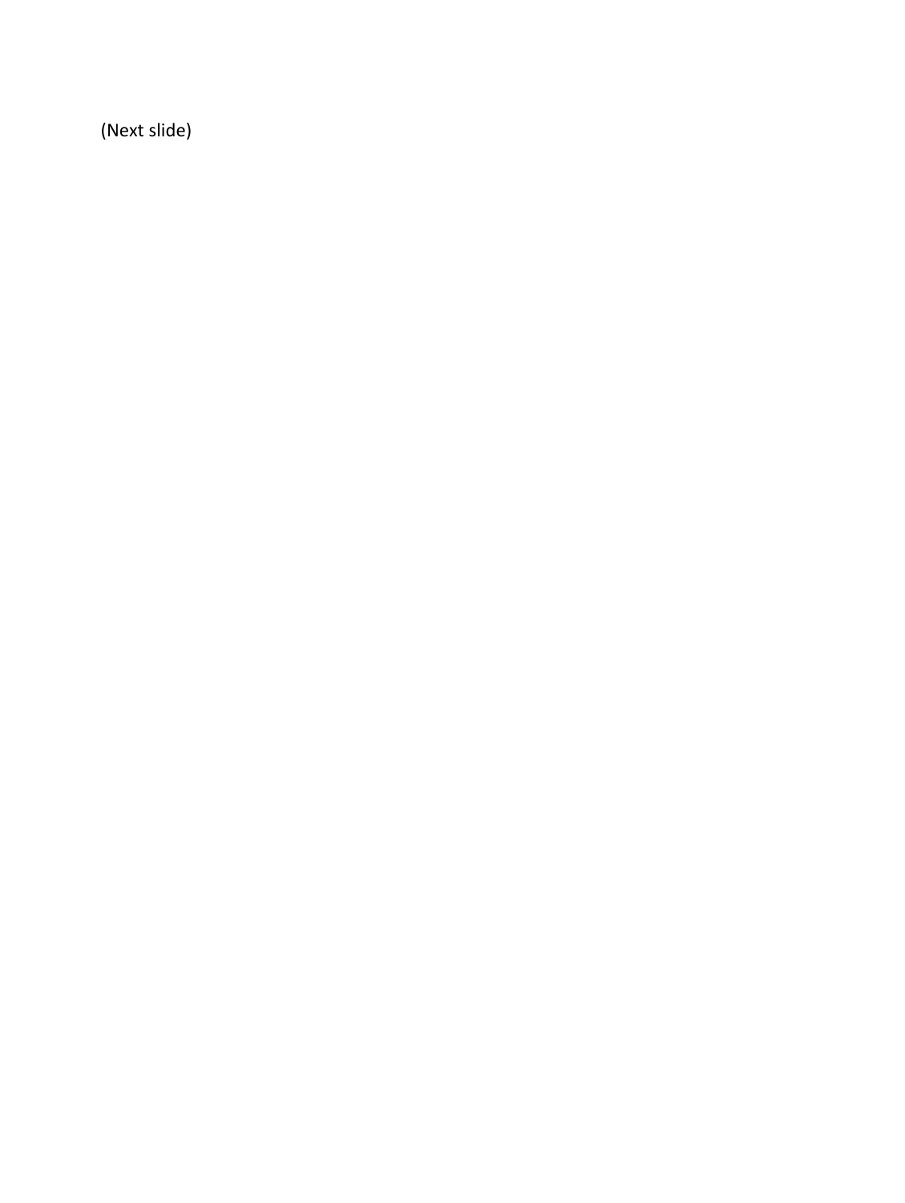(Next slide)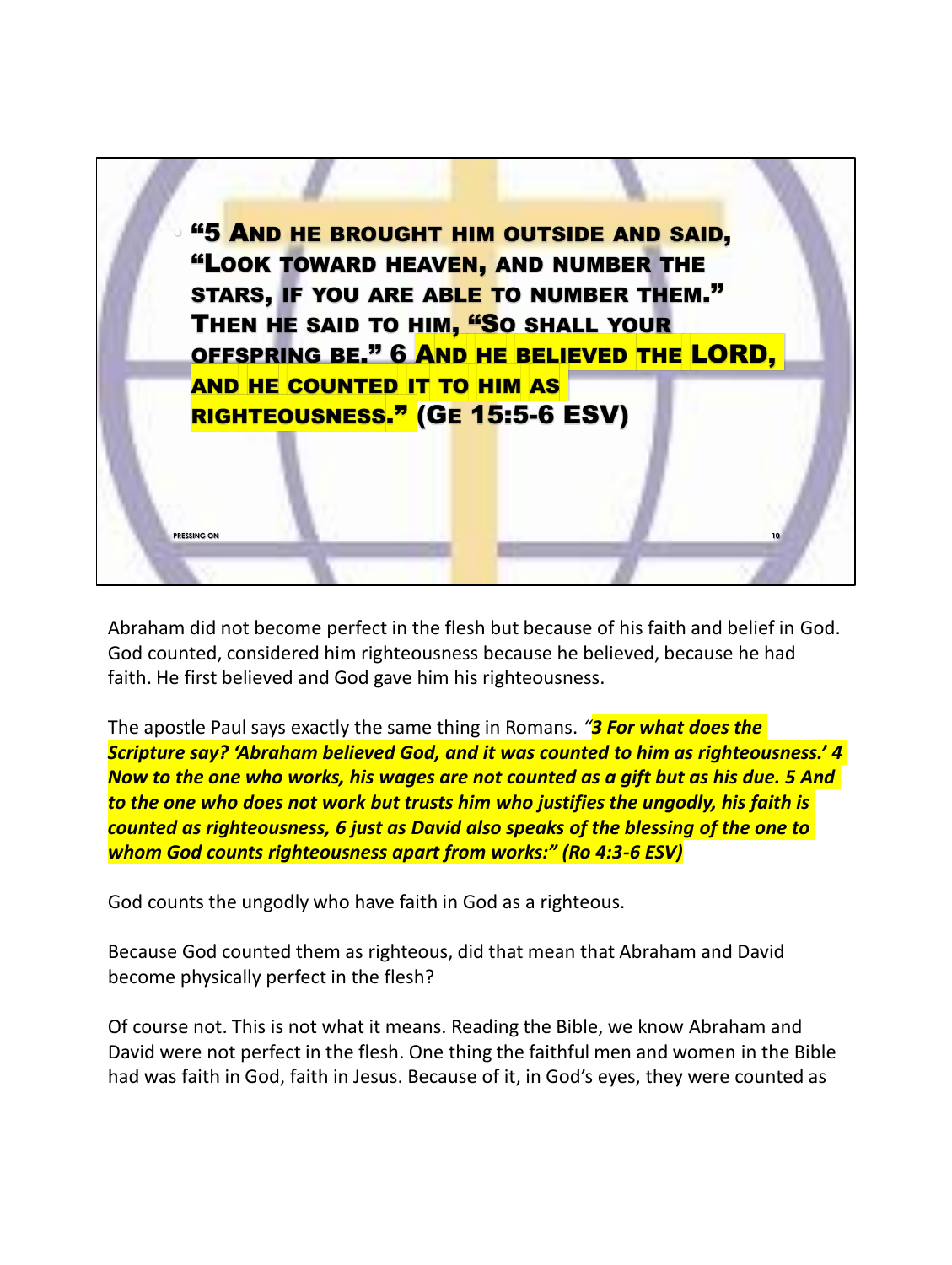"5 And he brought him outside and said, "Look toward heaven, and number the stars, if you are able to number them." Then he said to him, "So shall your offspring be." 6 **And he believed the LORD, and he counted it to him as righteousness."** (Ge 15:5-6 ESV)

Abraham did not become perfect in the flesh but because of his faith and belief in God. God counted, considered him righteousness because he believed, because he had faith. He first believed and God gave him his righteousness.

The apostle Paul says exactly the same thing in Romans. *"**3 For what does the Scripture say? 'Abraham believed God, and it was counted to him as righteousness.' 4 Now to the one who works, his wages are not counted as a gift but as his due. 5 And to the one who does not work but trusts him who justifies the ungodly, his faith is counted as righteousness, 6 just as David also speaks of the blessing of the one to whom God counts righteousness apart from works:" (Ro 4:3-6 ESV)***

God counts the ungodly who have faith in God as a righteous.

Because God counted them as righteous, did that mean that Abraham and David become physically perfect in the flesh?

Of course not. This is not what it means. Reading the Bible, we know Abraham and David were not perfect in the flesh. One thing the faithful men and women in the Bible had was faith in God, faith in Jesus. Because of it, in God's eyes, they were counted as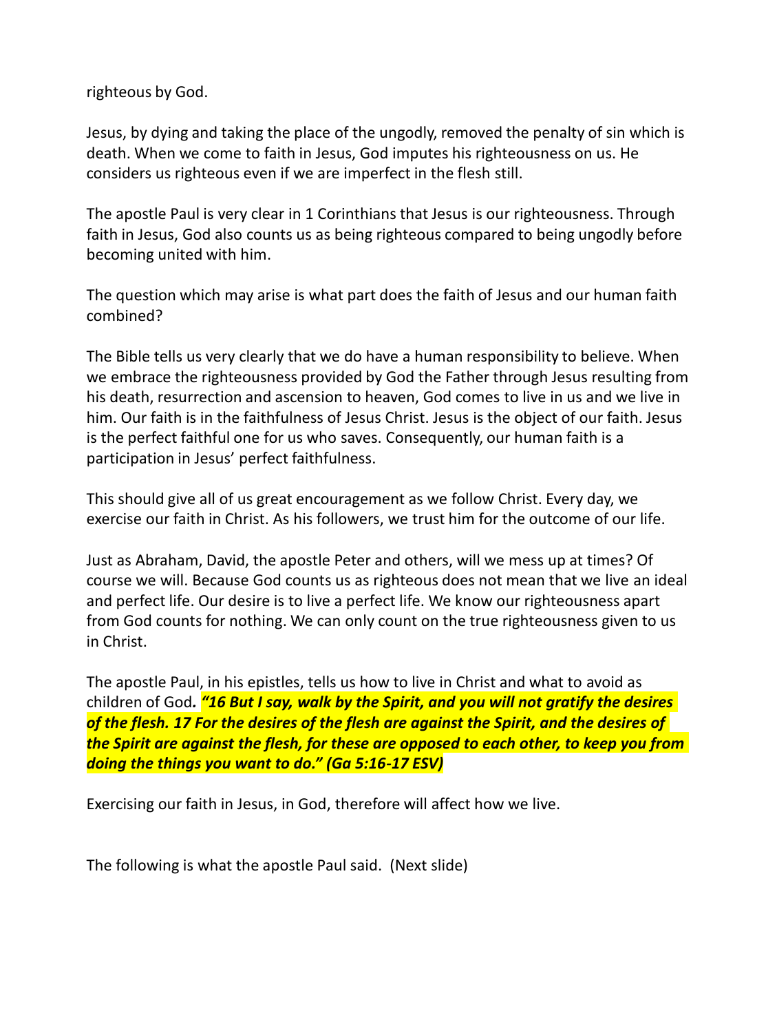righteous by God.

Jesus, by dying and taking the place of the ungodly, removed the penalty of sin which is death. When we come to faith in Jesus, God imputes his righteousness on us. He considers us righteous even if we are imperfect in the flesh still.

The apostle Paul is very clear in 1 Corinthians that Jesus is our righteousness. Through faith in Jesus, God also counts us as being righteous compared to being ungodly before becoming united with him.

The question which may arise is what part does the faith of Jesus and our human faith combined?

The Bible tells us very clearly that we do have a human responsibility to believe. When we embrace the righteousness provided by God the Father through Jesus resulting from his death, resurrection and ascension to heaven, God comes to live in us and we live in him. Our faith is in the faithfulness of Jesus Christ. Jesus is the object of our faith. Jesus is the perfect faithful one for us who saves. Consequently, our human faith is a participation in Jesus' perfect faithfulness.

This should give all of us great encouragement as we follow Christ. Every day, we exercise our faith in Christ. As his followers, we trust him for the outcome of our life.

Just as Abraham, David, the apostle Peter and others, will we mess up at times? Of course we will. Because God counts us as righteous does not mean that we live an ideal and perfect life. Our desire is to live a perfect life. We know our righteousness apart from God counts for nothing. We can only count on the true righteousness given to us in Christ.

The apostle Paul, in his epistles, tells us how to live in Christ and what to avoid as children of God**.** ***"16 But I say, walk by the Spirit, and you will not gratify the desires of the flesh. 17 For the desires of the flesh are against the Spirit, and the desires of the Spirit are against the flesh, for these are opposed to each other, to keep you from doing the things you want to do." (Ga 5:16-17 ESV)***

Exercising our faith in Jesus, in God, therefore will affect how we live.

The following is what the apostle Paul said. (Next slide)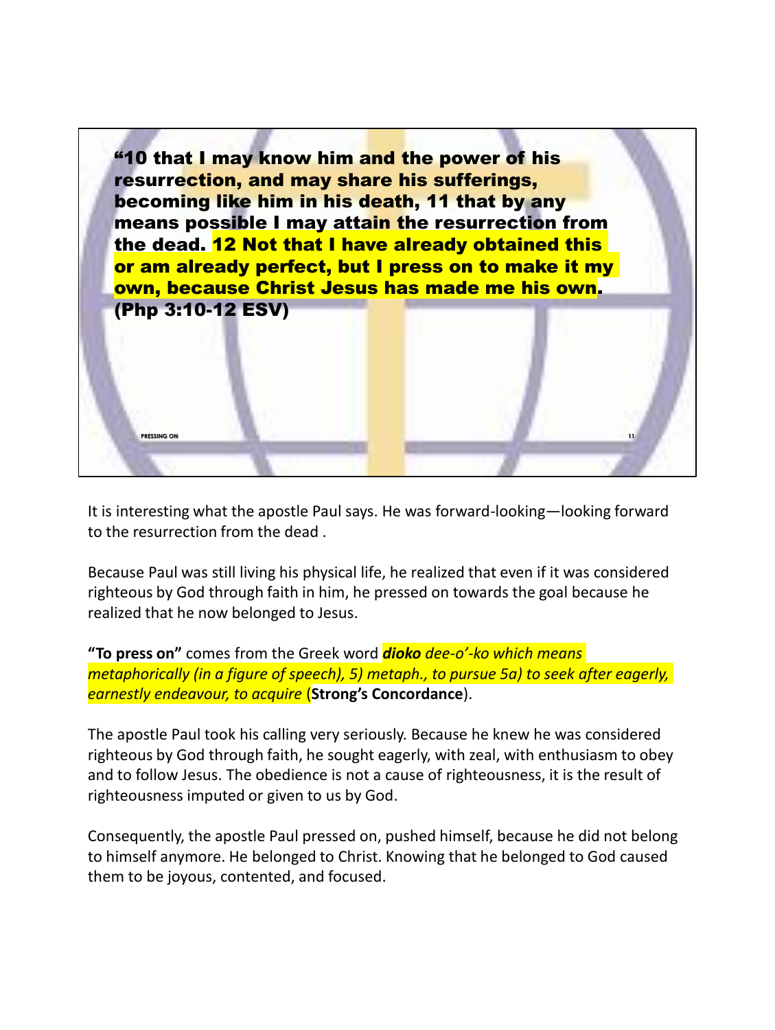**"10 that I may know him and the power of his resurrection, and may share his sufferings, becoming like him in his death, 11 that by any means possible I may attain the resurrection from the dead. 12 Not that I have already obtained this or am already perfect, but I press on to make it my own, because Christ Jesus has made me his own. (Php 3:10-12 ESV)**

It is interesting what the apostle Paul says. He was forward-looking—looking forward to the resurrection from the dead .

Because Paul was still living his physical life, he realized that even if it was considered righteous by God through faith in him, he pressed on towards the goal because he realized that he now belonged to Jesus.

**"To press on"** comes from the Greek word ***dioko*** *dee-o'-ko which means metaphorically (in a figure of speech), 5) metaph., to pursue 5a) to seek after eagerly, earnestly endeavour, to acquire* (**Strong's Concordance**).

The apostle Paul took his calling very seriously. Because he knew he was considered righteous by God through faith, he sought eagerly, with zeal, with enthusiasm to obey and to follow Jesus. The obedience is not a cause of righteousness, it is the result of righteousness imputed or given to us by God.

Consequently, the apostle Paul pressed on, pushed himself, because he did not belong to himself anymore. He belonged to Christ. Knowing that he belonged to God caused them to be joyous, contented, and focused.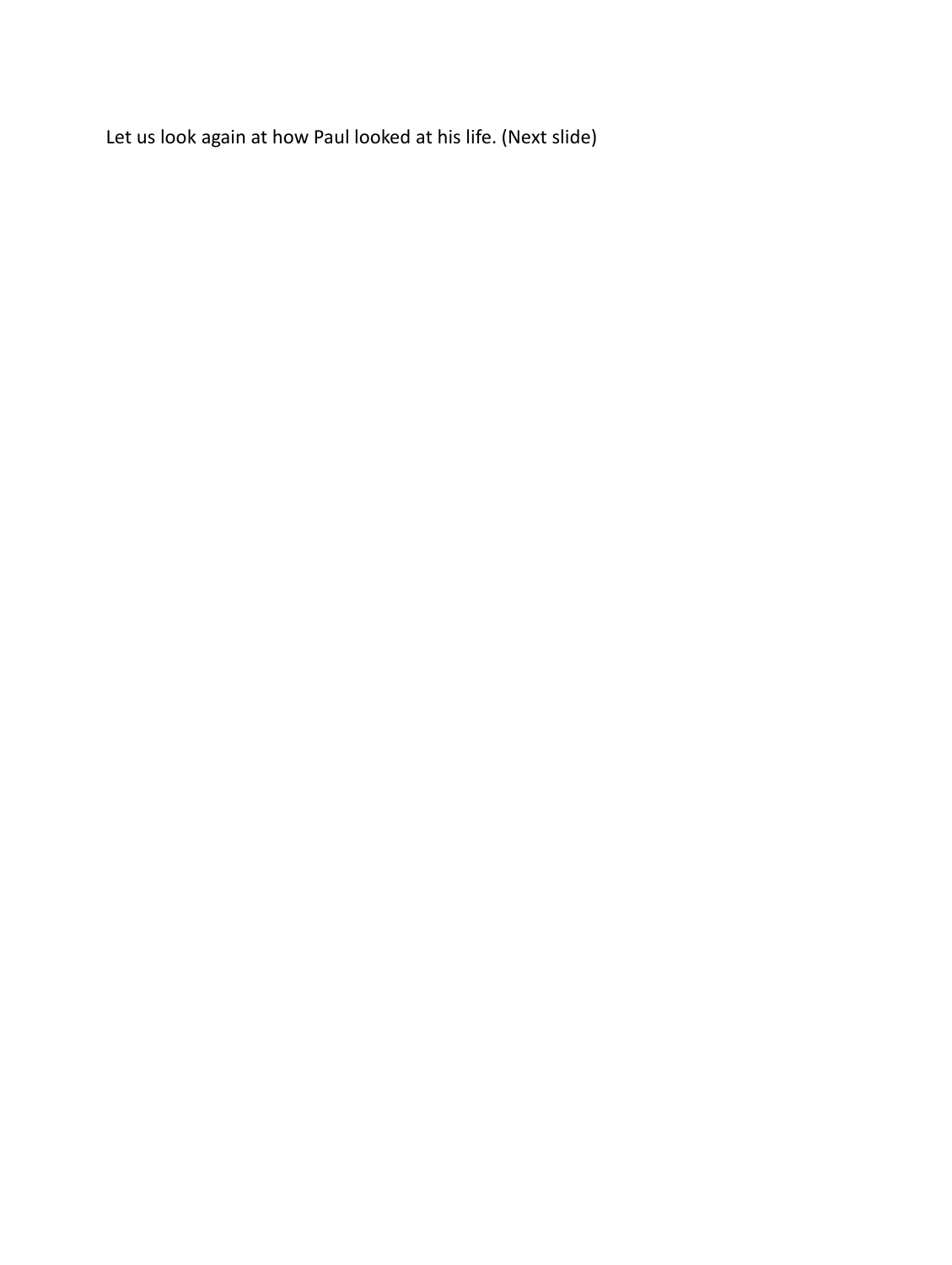Let us look again at how Paul looked at his life. (Next slide)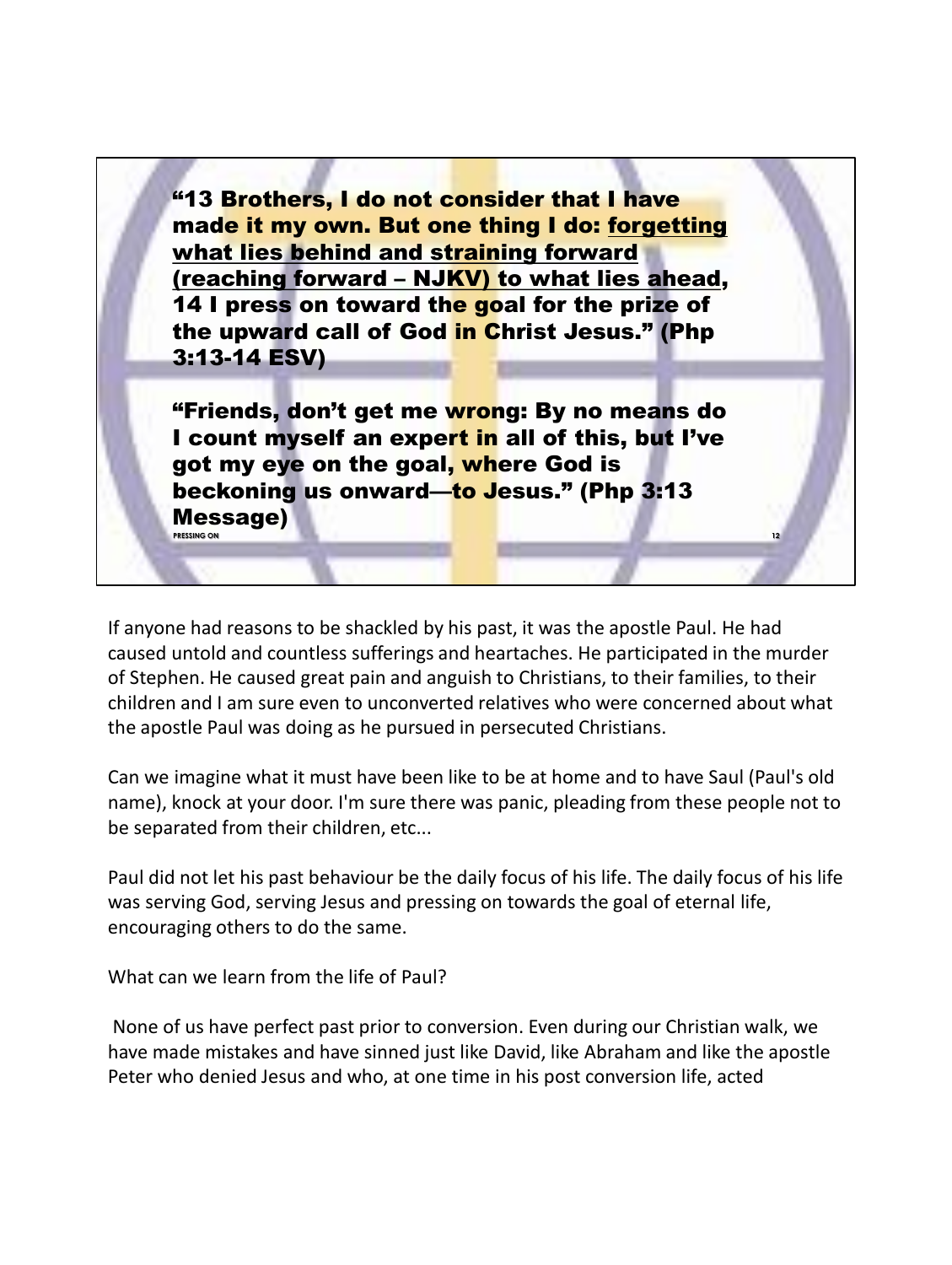**"13 Brothers, I do not consider that I have made it my own. But one thing I do: <u>forgetting what lies behind and straining forward (reaching forward – NJKV) to what lies ahead</u>, 14 I press on toward the goal for the prize of the upward call of God in Christ Jesus." (Php 3:13-14 ESV)**

**"Friends, don't get me wrong: By no means do I count myself an expert in all of this, but I've got my eye on the goal, where God is beckoning us onward—to Jesus." (Php 3:13 Message)**

If anyone had reasons to be shackled by his past, it was the apostle Paul. He had caused untold and countless sufferings and heartaches. He participated in the murder of Stephen. He caused great pain and anguish to Christians, to their families, to their children and I am sure even to unconverted relatives who were concerned about what the apostle Paul was doing as he pursued in persecuted Christians.

Can we imagine what it must have been like to be at home and to have Saul (Paul's old name), knock at your door. I'm sure there was panic, pleading from these people not to be separated from their children, etc...

Paul did not let his past behaviour be the daily focus of his life. The daily focus of his life was serving God, serving Jesus and pressing on towards the goal of eternal life, encouraging others to do the same.

What can we learn from the life of Paul?

None of us have perfect past prior to conversion. Even during our Christian walk, we have made mistakes and have sinned just like David, like Abraham and like the apostle Peter who denied Jesus and who, at one time in his post conversion life, acted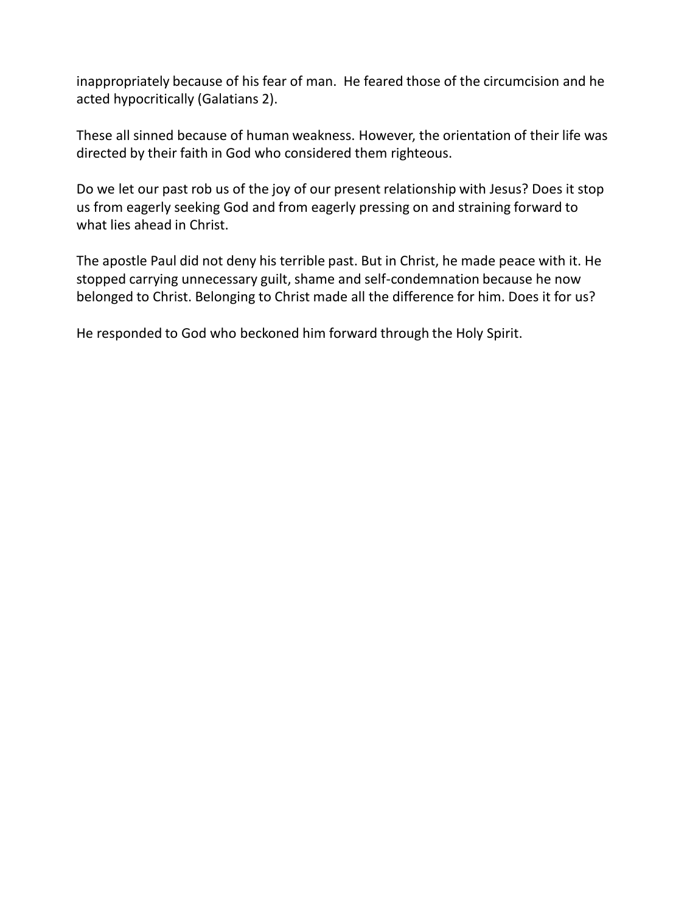inappropriately because of his fear of man.  He feared those of the circumcision and he acted hypocritically (Galatians 2).

These all sinned because of human weakness. However, the orientation of their life was directed by their faith in God who considered them righteous.

Do we let our past rob us of the joy of our present relationship with Jesus? Does it stop us from eagerly seeking God and from eagerly pressing on and straining forward to what lies ahead in Christ.

The apostle Paul did not deny his terrible past. But in Christ, he made peace with it. He stopped carrying unnecessary guilt, shame and self-condemnation because he now belonged to Christ. Belonging to Christ made all the difference for him. Does it for us?

He responded to God who beckoned him forward through the Holy Spirit.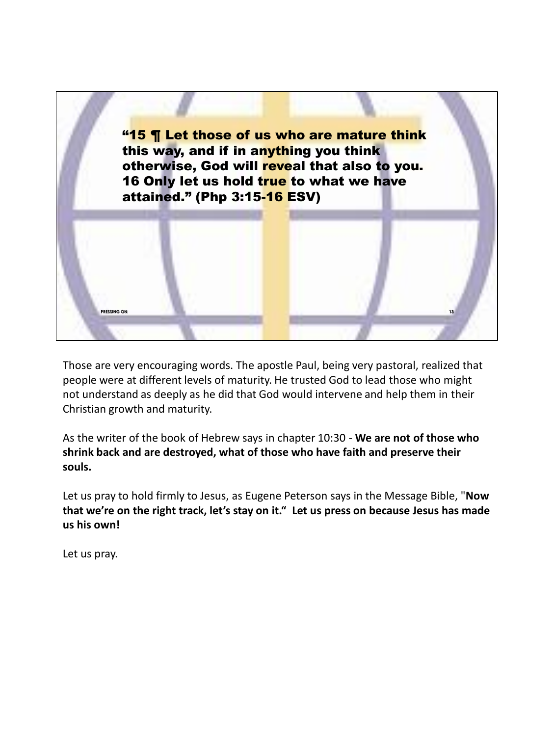"15 ¶ Let those of us who are mature think this way, and if in anything you think otherwise, God will reveal that also to you. 16 Only let us hold true to what we have attained." (Php 3:15-16 ESV)

Those are very encouraging words. The apostle Paul, being very pastoral, realized that people were at different levels of maturity. He trusted God to lead those who might not understand as deeply as he did that God would intervene and help them in their Christian growth and maturity.

As the writer of the book of Hebrew says in chapter 10:30 - **We are not of those who shrink back and are destroyed, what of those who have faith and preserve their souls.**

Let us pray to hold firmly to Jesus, as Eugene Peterson says in the Message Bible, "**Now that we're on the right track, let's stay on it." Let us press on because Jesus has made us his own!**

Let us pray.